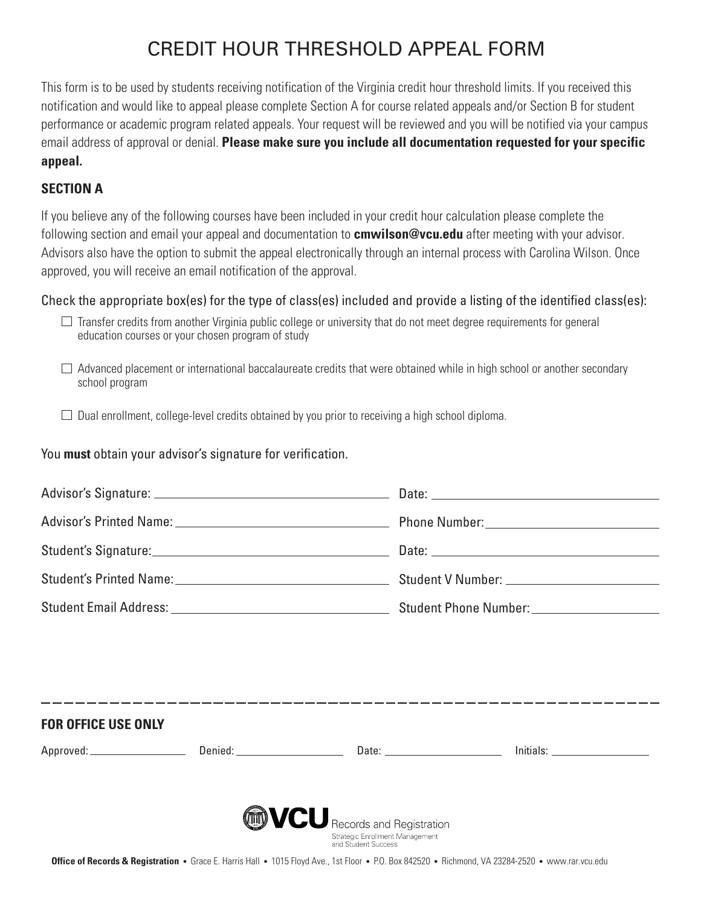# CREDIT HOUR THRESHOLD APPEAL FORM

This form is to be used by students receiving notification of the Virginia credit hour threshold limits. If you received this notification and would like to appeal please complete Section A for course related appeals and/or Section B for student performance or academic program related appeals. Your request will be reviewed and you will be notified via your campus email address of approval or denial. **Please make sure you include all documentation requested for your specific appeal.**

## SECTION A

If you believe any of the following courses have been included in your credit hour calculation please complete the following section and email your appeal and documentation to **cmwilson@vcu.edu** after meeting with your advisor. Advisors also have the option to submit the appeal electronically through an internal process with Carolina Wilson. Once approved, you will receive an email notification of the approval.

Check the appropriate box(es) for the type of class(es) included and provide a listing of the identified class(es):

- ☐ Transfer credits from another Virginia public college or university that do not meet degree requirements for general education courses or your chosen program of study
- ☐ Advanced placement or international baccalaureate credits that were obtained while in high school or another secondary school program
- ☐ Dual enrollment, college-level credits obtained by you prior to receiving a high school diploma.

You **must** obtain your advisor's signature for verification.

Advisor's Signature: ______________________ Date: ______________________

Advisor's Printed Name: ______________________ Phone Number: ______________________

Student's Signature: ______________________ Date: ______________________

Student's Printed Name: ______________________ Student V Number: ______________________

Student Email Address: ______________________ Student Phone Number: ______________________

---

**FOR OFFICE USE ONLY**

Approved: ____________ Denied: ____________ Date: ____________ Initials: ____________

VCU Records and Registration
Strategic Enrollment Management and Student Success

**Office of Records & Registration** • Grace E. Harris Hall • 1015 Floyd Ave., 1st Floor • P.O. Box 842520 • Richmond, VA 23284-2520 • www.rar.vcu.edu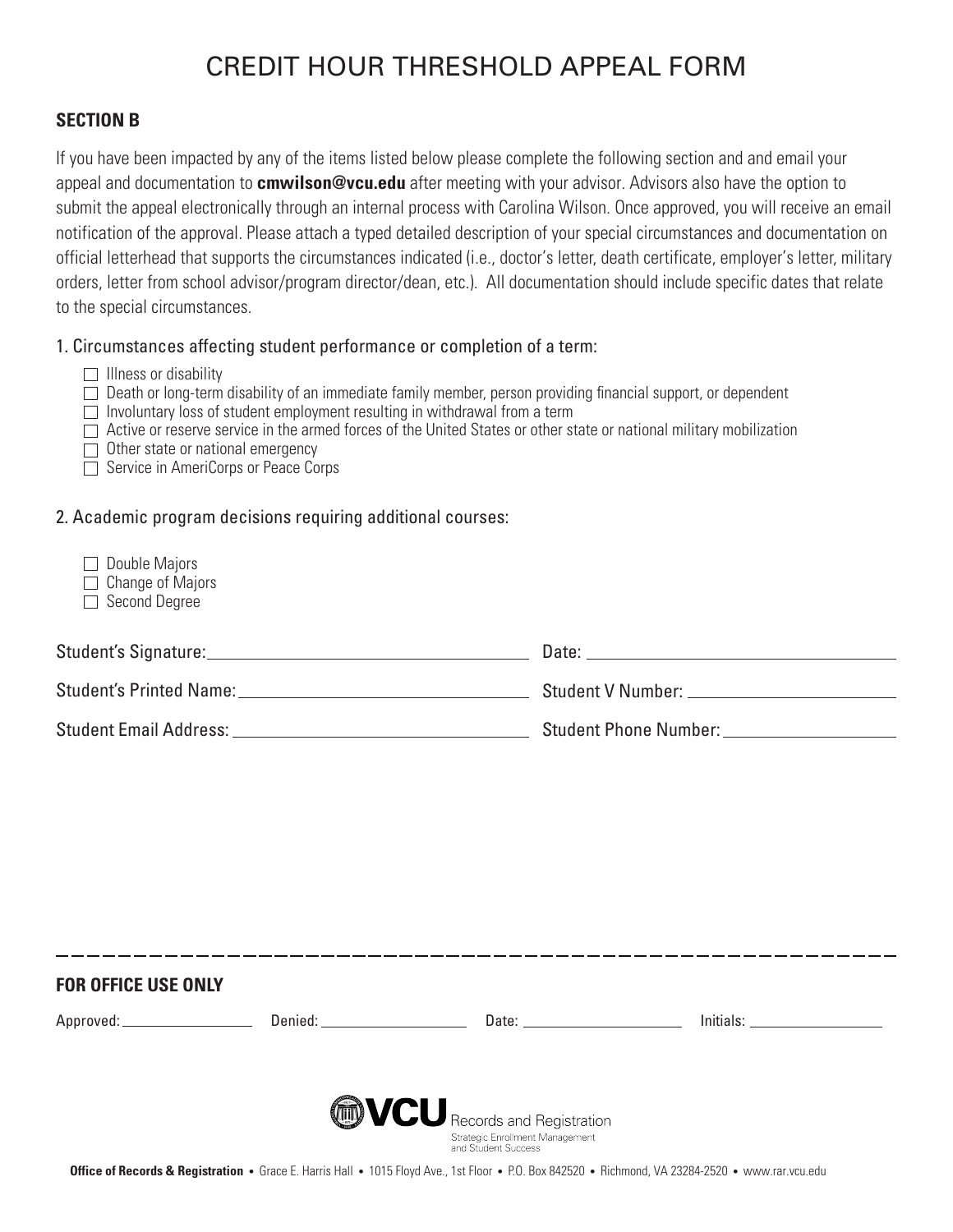# CREDIT HOUR THRESHOLD APPEAL FORM

**SECTION B**

If you have been impacted by any of the items listed below please complete the following section and and email your appeal and documentation to **cmwilson@vcu.edu** after meeting with your advisor. Advisors also have the option to submit the appeal electronically through an internal process with Carolina Wilson. Once approved, you will receive an email notification of the approval. Please attach a typed detailed description of your special circumstances and documentation on official letterhead that supports the circumstances indicated (i.e., doctor's letter, death certificate, employer's letter, military orders, letter from school advisor/program director/dean, etc.). All documentation should include specific dates that relate to the special circumstances.

1. Circumstances affecting student performance or completion of a term:

- ☐ Illness or disability
- ☐ Death or long-term disability of an immediate family member, person providing financial support, or dependent
- ☐ Involuntary loss of student employment resulting in withdrawal from a term
- ☐ Active or reserve service in the armed forces of the United States or other state or national military mobilization
- ☐ Other state or national emergency
- ☐ Service in AmeriCorps or Peace Corps

2. Academic program decisions requiring additional courses:

- ☐ Double Majors
- ☐ Change of Majors
- ☐ Second Degree

Student's Signature: ______________________ Date: ______________________

Student's Printed Name: ______________________ Student V Number: ______________________

Student Email Address: ______________________ Student Phone Number: ______________________

---

**FOR OFFICE USE ONLY**

Approved: ____________ Denied: ____________ Date: ____________ Initials: ____________

VCU Records and Registration
Strategic Enrollment Management and Student Success

**Office of Records & Registration** • Grace E. Harris Hall • 1015 Floyd Ave., 1st Floor • P.O. Box 842520 • Richmond, VA 23284-2520 • www.rar.vcu.edu